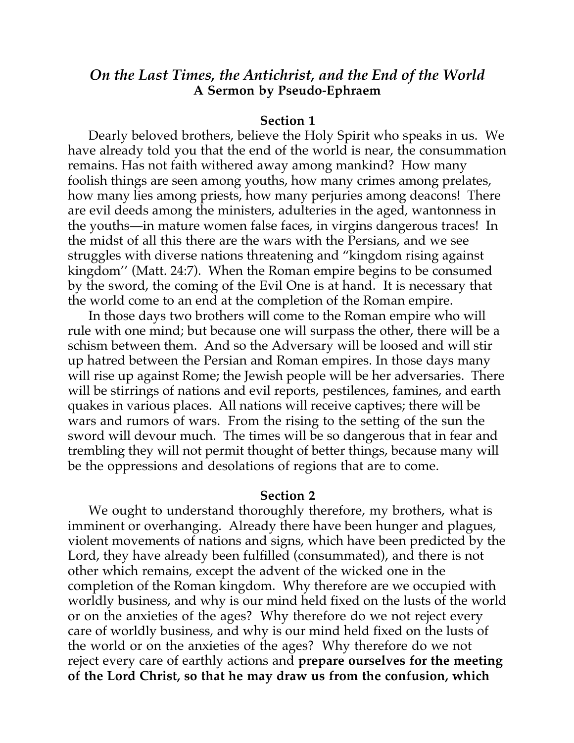# *On the Last Times, the Antichrist, and the End of the World*

**A Sermon by Pseudo-Ephraem**

## Section 1

Dearly beloved brothers, believe the Holy Spirit who speaks in us. We have already told you that the end of the world is near, the consummation remains. Has not faith withered away among mankind? How many foolish things are seen among youths, how many crimes among prelates, how many lies among priests, how many perjuries among deacons! There are evil deeds among the ministers, adulteries in the aged, wantonness in the youths—in mature women false faces, in virgins dangerous traces! In the midst of all this there are the wars with the Persians, and we see struggles with diverse nations threatening and "kingdom rising against kingdom'' (Matt. 24:7). When the Roman empire begins to be consumed by the sword, the coming of the Evil One is at hand. It is necessary that the world come to an end at the completion of the Roman empire.

In those days two brothers will come to the Roman empire who will rule with one mind; but because one will surpass the other, there will be a schism between them. And so the Adversary will be loosed and will stir up hatred between the Persian and Roman empires. In those days many will rise up against Rome; the Jewish people will be her adversaries. There will be stirrings of nations and evil reports, pestilences, famines, and earth quakes in various places. All nations will receive captives; there will be wars and rumors of wars. From the rising to the setting of the sun the sword will devour much. The times will be so dangerous that in fear and trembling they will not permit thought of better things, because many will be the oppressions and desolations of regions that are to come.

## Section 2

We ought to understand thoroughly therefore, my brothers, what is imminent or overhanging. Already there have been hunger and plagues, violent movements of nations and signs, which have been predicted by the Lord, they have already been fulfilled (consummated), and there is not other which remains, except the advent of the wicked one in the completion of the Roman kingdom. Why therefore are we occupied with worldly business, and why is our mind held fixed on the lusts of the world or on the anxieties of the ages? Why therefore do we not reject every care of worldly business, and why is our mind held fixed on the lusts of the world or on the anxieties of the ages? Why therefore do we not reject every care of earthly actions and **prepare ourselves for the meeting of the Lord Christ, so that he may draw us from the confusion, which**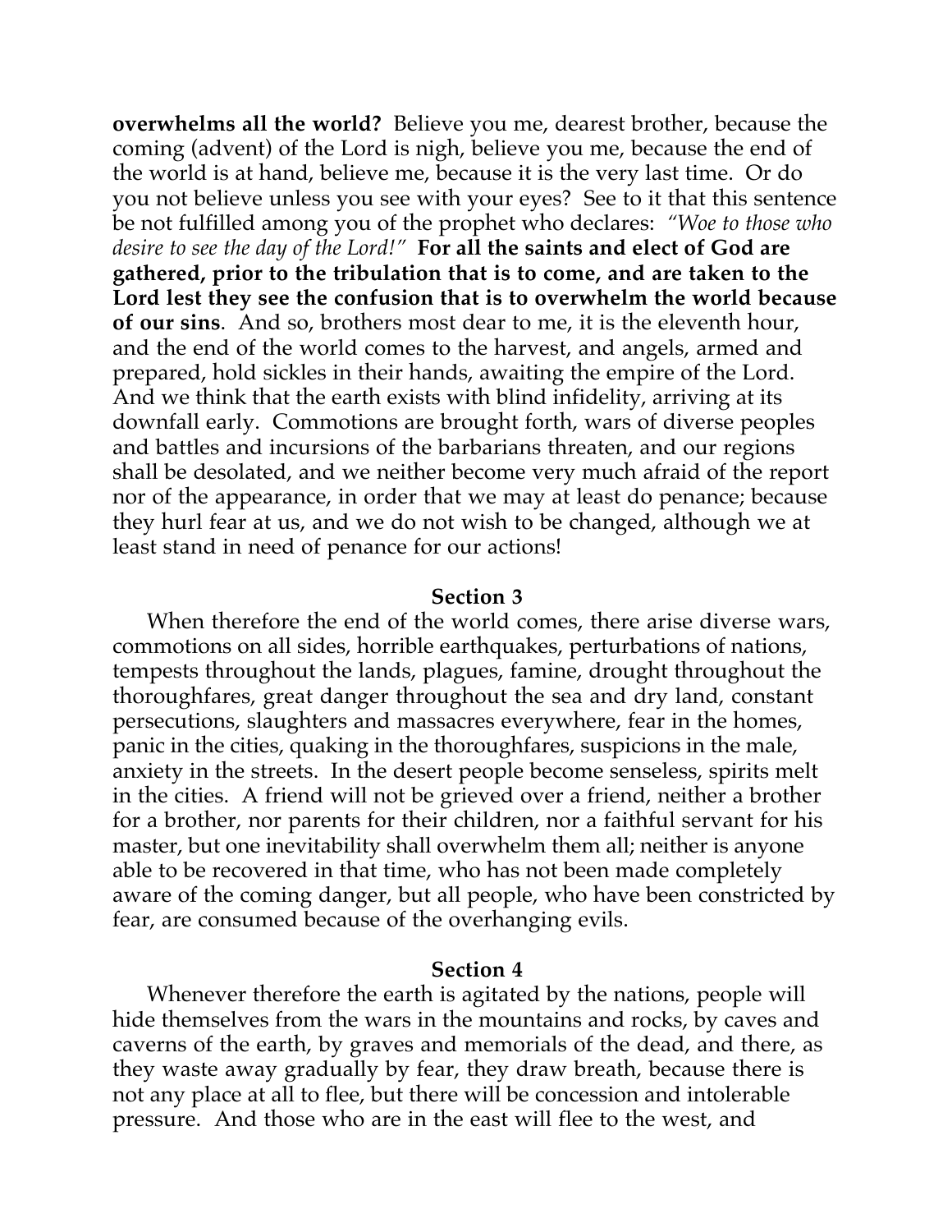**overwhelms all the world?** Believe you me, dearest brother, because the coming (advent) of the Lord is nigh, believe you me, because the end of the world is at hand, believe me, because it is the very last time. Or do you not believe unless you see with your eyes? See to it that this sentence be not fulfilled among you of the prophet who declares: *"Woe to those who desire to see the day of the Lord!"* **For all the saints and elect of God are gathered, prior to the tribulation that is to come, and are taken to the Lord lest they see the confusion that is to overwhelm the world because of our sins**. And so, brothers most dear to me, it is the eleventh hour, and the end of the world comes to the harvest, and angels, armed and prepared, hold sickles in their hands, awaiting the empire of the Lord. And we think that the earth exists with blind infidelity, arriving at its downfall early. Commotions are brought forth, wars of diverse peoples and battles and incursions of the barbarians threaten, and our regions shall be desolated, and we neither become very much afraid of the report nor of the appearance, in order that we may at least do penance; because they hurl fear at us, and we do not wish to be changed, although we at least stand in need of penance for our actions!

## Section 3

When therefore the end of the world comes, there arise diverse wars, commotions on all sides, horrible earthquakes, perturbations of nations, tempests throughout the lands, plagues, famine, drought throughout the thoroughfares, great danger throughout the sea and dry land, constant persecutions, slaughters and massacres everywhere, fear in the homes, panic in the cities, quaking in the thoroughfares, suspicions in the male, anxiety in the streets. In the desert people become senseless, spirits melt in the cities. A friend will not be grieved over a friend, neither a brother for a brother, nor parents for their children, nor a faithful servant for his master, but one inevitability shall overwhelm them all; neither is anyone able to be recovered in that time, who has not been made completely aware of the coming danger, but all people, who have been constricted by fear, are consumed because of the overhanging evils.

## Section 4

Whenever therefore the earth is agitated by the nations, people will hide themselves from the wars in the mountains and rocks, by caves and caverns of the earth, by graves and memorials of the dead, and there, as they waste away gradually by fear, they draw breath, because there is not any place at all to flee, but there will be concession and intolerable pressure. And those who are in the east will flee to the west, and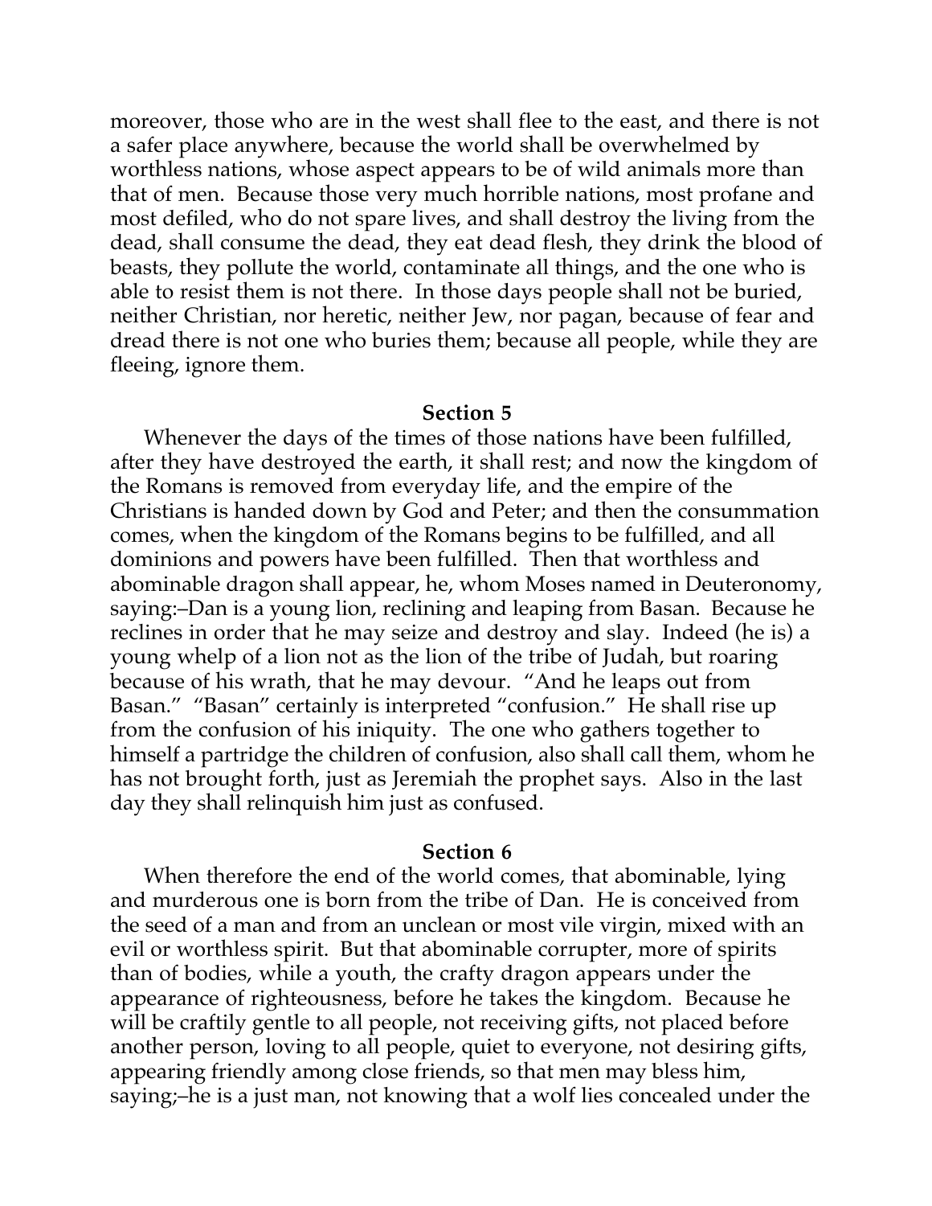moreover, those who are in the west shall flee to the east, and there is not a safer place anywhere, because the world shall be overwhelmed by worthless nations, whose aspect appears to be of wild animals more than that of men. Because those very much horrible nations, most profane and most defiled, who do not spare lives, and shall destroy the living from the dead, shall consume the dead, they eat dead flesh, they drink the blood of beasts, they pollute the world, contaminate all things, and the one who is able to resist them is not there. In those days people shall not be buried, neither Christian, nor heretic, neither Jew, nor pagan, because of fear and dread there is not one who buries them; because all people, while they are fleeing, ignore them.

**Section 5**

Whenever the days of the times of those nations have been fulfilled, after they have destroyed the earth, it shall rest; and now the kingdom of the Romans is removed from everyday life, and the empire of the Christians is handed down by God and Peter; and then the consummation comes, when the kingdom of the Romans begins to be fulfilled, and all dominions and powers have been fulfilled. Then that worthless and abominable dragon shall appear, he, whom Moses named in Deuteronomy, saying:–Dan is a young lion, reclining and leaping from Basan. Because he reclines in order that he may seize and destroy and slay. Indeed (he is) a young whelp of a lion not as the lion of the tribe of Judah, but roaring because of his wrath, that he may devour. "And he leaps out from Basan." "Basan" certainly is interpreted "confusion." He shall rise up from the confusion of his iniquity. The one who gathers together to himself a partridge the children of confusion, also shall call them, whom he has not brought forth, just as Jeremiah the prophet says. Also in the last day they shall relinquish him just as confused.

**Section 6**

When therefore the end of the world comes, that abominable, lying and murderous one is born from the tribe of Dan. He is conceived from the seed of a man and from an unclean or most vile virgin, mixed with an evil or worthless spirit. But that abominable corrupter, more of spirits than of bodies, while a youth, the crafty dragon appears under the appearance of righteousness, before he takes the kingdom. Because he will be craftily gentle to all people, not receiving gifts, not placed before another person, loving to all people, quiet to everyone, not desiring gifts, appearing friendly among close friends, so that men may bless him, saying;–he is a just man, not knowing that a wolf lies concealed under the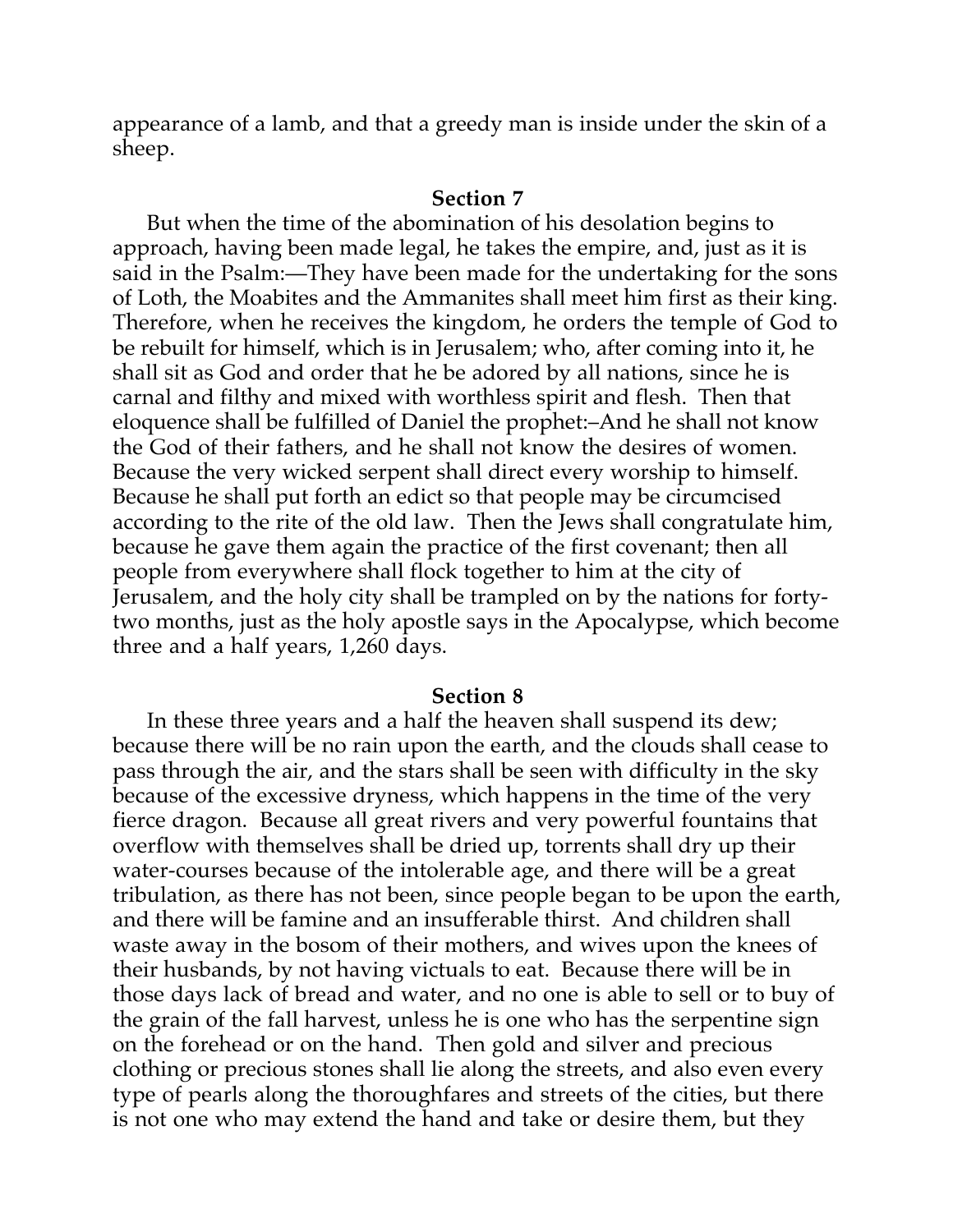appearance of a lamb, and that a greedy man is inside under the skin of a sheep.

**Section 7**

But when the time of the abomination of his desolation begins to approach, having been made legal, he takes the empire, and, just as it is said in the Psalm:—They have been made for the undertaking for the sons of Loth, the Moabites and the Ammanites shall meet him first as their king. Therefore, when he receives the kingdom, he orders the temple of God to be rebuilt for himself, which is in Jerusalem; who, after coming into it, he shall sit as God and order that he be adored by all nations, since he is carnal and filthy and mixed with worthless spirit and flesh. Then that eloquence shall be fulfilled of Daniel the prophet:–And he shall not know the God of their fathers, and he shall not know the desires of women. Because the very wicked serpent shall direct every worship to himself. Because he shall put forth an edict so that people may be circumcised according to the rite of the old law. Then the Jews shall congratulate him, because he gave them again the practice of the first covenant; then all people from everywhere shall flock together to him at the city of Jerusalem, and the holy city shall be trampled on by the nations for forty-two months, just as the holy apostle says in the Apocalypse, which become three and a half years, 1,260 days.

**Section 8**

In these three years and a half the heaven shall suspend its dew; because there will be no rain upon the earth, and the clouds shall cease to pass through the air, and the stars shall be seen with difficulty in the sky because of the excessive dryness, which happens in the time of the very fierce dragon. Because all great rivers and very powerful fountains that overflow with themselves shall be dried up, torrents shall dry up their water-courses because of the intolerable age, and there will be a great tribulation, as there has not been, since people began to be upon the earth, and there will be famine and an insufferable thirst. And children shall waste away in the bosom of their mothers, and wives upon the knees of their husbands, by not having victuals to eat. Because there will be in those days lack of bread and water, and no one is able to sell or to buy of the grain of the fall harvest, unless he is one who has the serpentine sign on the forehead or on the hand. Then gold and silver and precious clothing or precious stones shall lie along the streets, and also even every type of pearls along the thoroughfares and streets of the cities, but there is not one who may extend the hand and take or desire them, but they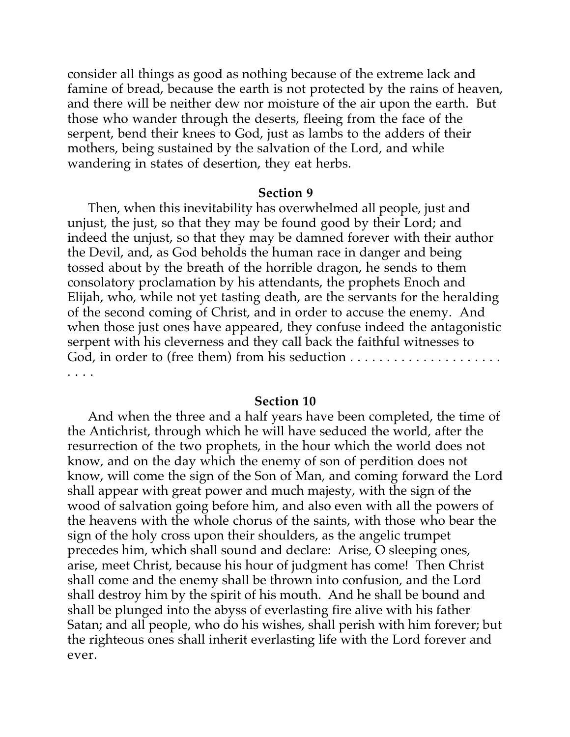consider all things as good as nothing because of the extreme lack and famine of bread, because the earth is not protected by the rains of heaven, and there will be neither dew nor moisture of the air upon the earth. But those who wander through the deserts, fleeing from the face of the serpent, bend their knees to God, just as lambs to the adders of their mothers, being sustained by the salvation of the Lord, and while wandering in states of desertion, they eat herbs.

**Section 9**

Then, when this inevitability has overwhelmed all people, just and unjust, the just, so that they may be found good by their Lord; and indeed the unjust, so that they may be damned forever with their author the Devil, and, as God beholds the human race in danger and being tossed about by the breath of the horrible dragon, he sends to them consolatory proclamation by his attendants, the prophets Enoch and Elijah, who, while not yet tasting death, are the servants for the heralding of the second coming of Christ, and in order to accuse the enemy. And when those just ones have appeared, they confuse indeed the antagonistic serpent with his cleverness and they call back the faithful witnesses to God, in order to (free them) from his seduction . . . . . . . . . . . . . . . . . . . . . . . . .

**Section 10**

And when the three and a half years have been completed, the time of the Antichrist, through which he will have seduced the world, after the resurrection of the two prophets, in the hour which the world does not know, and on the day which the enemy of son of perdition does not know, will come the sign of the Son of Man, and coming forward the Lord shall appear with great power and much majesty, with the sign of the wood of salvation going before him, and also even with all the powers of the heavens with the whole chorus of the saints, with those who bear the sign of the holy cross upon their shoulders, as the angelic trumpet precedes him, which shall sound and declare: Arise, O sleeping ones, arise, meet Christ, because his hour of judgment has come! Then Christ shall come and the enemy shall be thrown into confusion, and the Lord shall destroy him by the spirit of his mouth. And he shall be bound and shall be plunged into the abyss of everlasting fire alive with his father Satan; and all people, who do his wishes, shall perish with him forever; but the righteous ones shall inherit everlasting life with the Lord forever and ever.